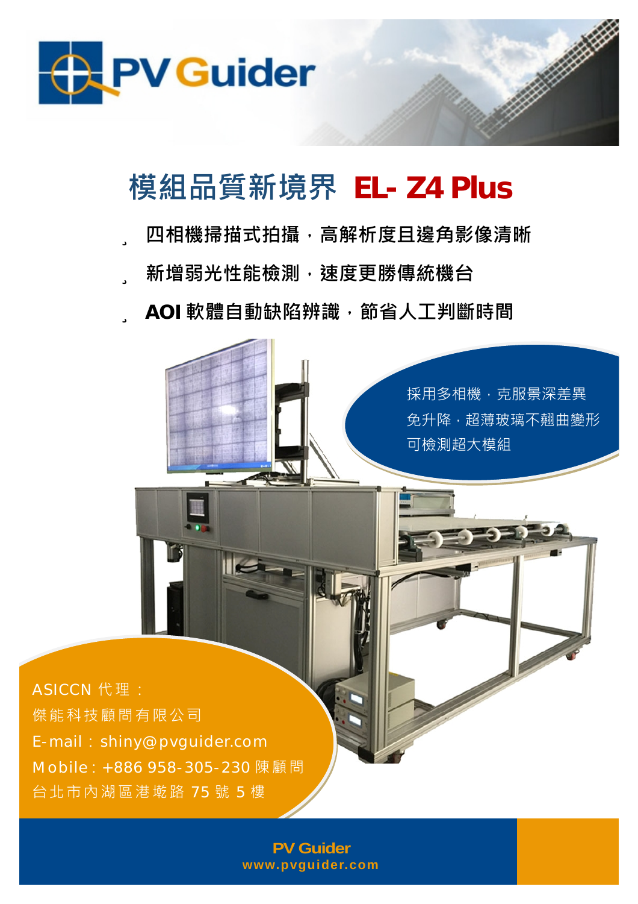PV Guider

# 模組品質新境界 EL- Z4 Plus

- 四相機掃描式拍攝，高解析度且邊角影像清晰
- 新增弱光性能檢測，速度更勝傳統機台
- AOI 軟體自動缺陷辨識，節省人工判斷時間

採用多相機，克服景深差異
免升降，超薄玻璃不翹曲變形
可檢測超大模組

ASICCN 代理：
傑能科技顧問有限公司
E-mail：shiny@pvguider.com
Mobile：+886 958-305-230 陳顧問
台北市內湖區港墘路 75 號 5 樓

PV Guider
www.pvguider.com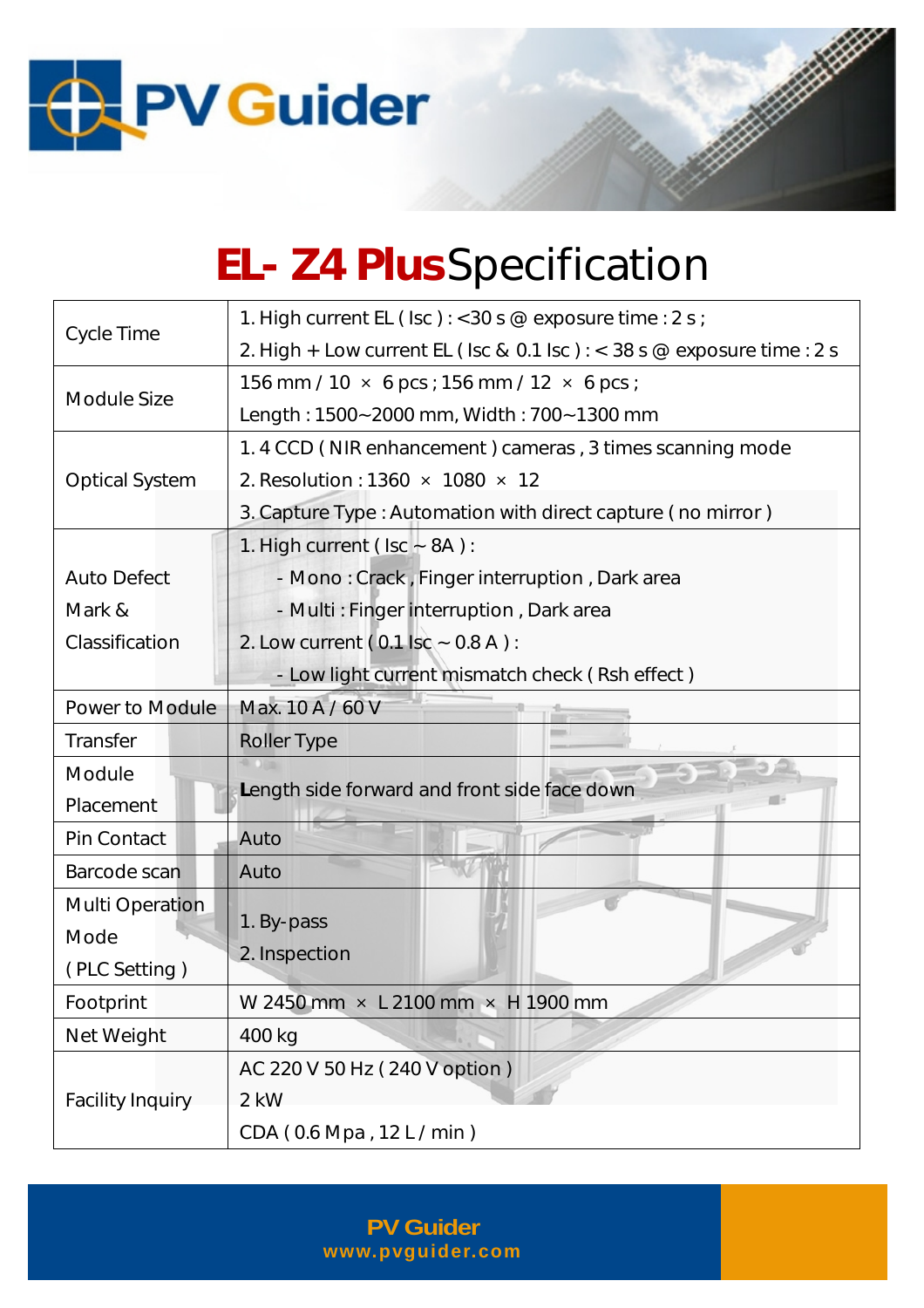# EL- Z4 Plus Specification

| | |
|---|---|
| Cycle Time | 1. High current EL ( Isc ) : <30 s @ exposure time : 2 s ;<br>2. High + Low current EL ( Isc & 0.1 Isc ) : < 38 s @ exposure time : 2 s |
| Module Size | 156 mm / 10 × 6 pcs ; 156 mm / 12 × 6 pcs ;<br>Length : 1500~2000 mm, Width : 700~1300 mm |
| Optical System | 1. 4 CCD ( NIR enhancement ) cameras , 3 times scanning mode<br>2. Resolution : 1360 × 1080 × 12<br>3. Capture Type : Automation with direct capture ( no mirror ) |
| Auto Defect Mark & Classification | 1. High current ( Isc ~ 8A ) :<br>- Mono : Crack , Finger interruption , Dark area<br>- Multi : Finger interruption , Dark area<br>2. Low current ( 0.1 Isc ~ 0.8 A ) :<br>- Low light current mismatch check ( Rsh effect ) |
| Power to Module | Max. 10 A / 60 V |
| Transfer | Roller Type |
| Module Placement | Length side forward and front side face down |
| Pin Contact | Auto |
| Barcode scan | Auto |
| Multi Operation Mode ( PLC Setting ) | 1. By-pass<br>2. Inspection |
| Footprint | W 2450 mm × L 2100 mm × H 1900 mm |
| Net Weight | 400 kg |
| Facility Inquiry | AC 220 V 50 Hz ( 240 V option )<br>2 kW<br>CDA ( 0.6 Mpa , 12 L / min ) |

PV Guider
www.pvguider.com